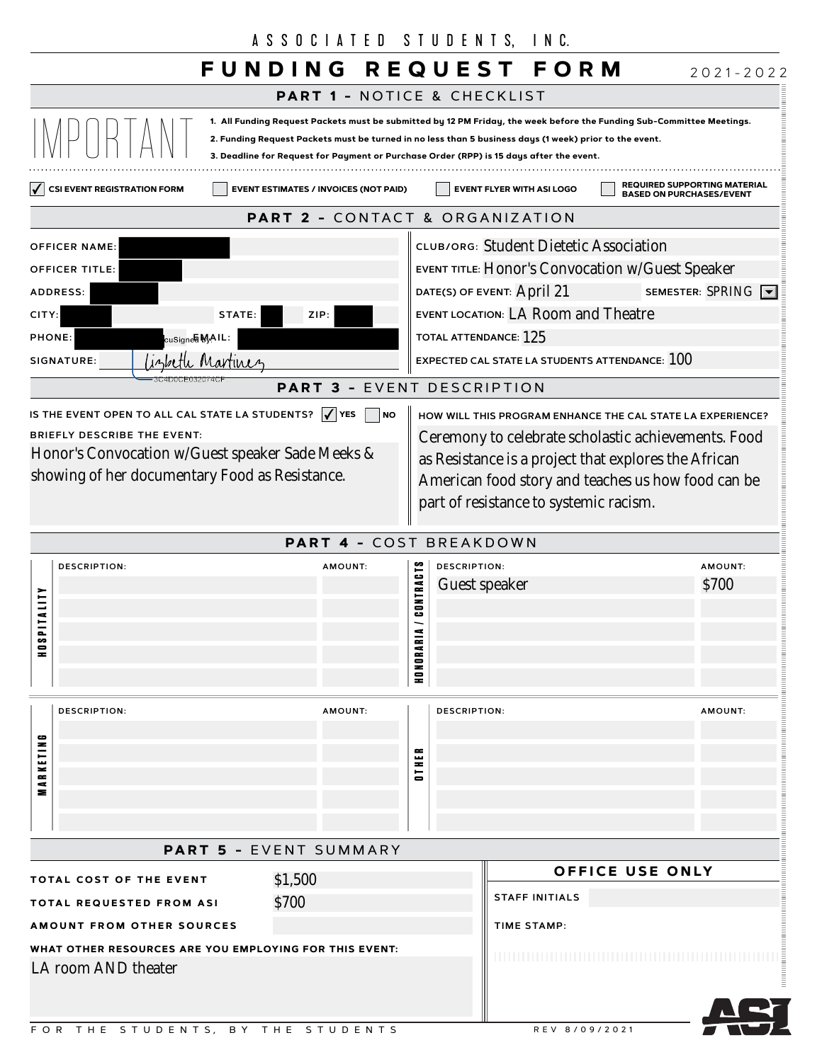ASSOCIATED STUDENTS, INC.

# FUNDING REQUEST FORM

2021-2022

## PART 1 - NOTICE & CHECKLIST

**IMPORTANT**

1. **All Funding Request Packets must be submitted by 12 PM Friday, the week before the Funding Sub-Committee Meetings.**
2. **Funding Request Packets must be turned in no less than 5 business days (1 week) prior to the event.**
3. **Deadline for Request for Payment or Purchase Order (RPP) is 15 days after the event.**

- [x] CSI EVENT REGISTRATION FORM
- [ ] EVENT ESTIMATES / INVOICES (NOT PAID)
- [ ] EVENT FLYER WITH ASI LOGO
- [ ] REQUIRED SUPPORTING MATERIAL BASED ON PURCHASES/EVENT

## PART 2 - CONTACT & ORGANIZATION

OFFICER NAME: [redacted]

OFFICER TITLE: [redacted]

ADDRESS: [redacted]

CITY: [redacted] STATE: [redacted] ZIP: [redacted]

PHONE: [redacted] EMAIL: [redacted]

SIGNATURE: Lizbeth Martinez

CLUB/ORG: Student Dietetic Association

EVENT TITLE: Honor's Convocation w/Guest Speaker

DATE(S) OF EVENT: April 21 SEMESTER: SPRING

EVENT LOCATION: LA Room and Theatre

TOTAL ATTENDANCE: 125

EXPECTED CAL STATE LA STUDENTS ATTENDANCE: 100

## PART 3 - EVENT DESCRIPTION

IS THE EVENT OPEN TO ALL CAL STATE LA STUDENTS? [x] YES [ ] NO

BRIEFLY DESCRIBE THE EVENT:

Honor's Convocation w/Guest speaker Sade Meeks & showing of her documentary Food as Resistance.

HOW WILL THIS PROGRAM ENHANCE THE CAL STATE LA EXPERIENCE?

Ceremony to celebrate scholastic achievements. Food as Resistance is a project that explores the African American food story and teaches us how food can be part of resistance to systemic racism.

## PART 4 - COST BREAKDOWN

**HOSPITALITY**

| DESCRIPTION: | AMOUNT: |
|---|---|
| | |

**HONORARIA / CONTRACTS**

| DESCRIPTION: | AMOUNT: |
|---|---|
| Guest speaker | $700 |

**MARKETING**

| DESCRIPTION: | AMOUNT: |
|---|---|
| | |

**OTHER**

| DESCRIPTION: | AMOUNT: |
|---|---|
| | |

## PART 5 - EVENT SUMMARY

| | |
|---|---|
| TOTAL COST OF THE EVENT | $1,500 |
| TOTAL REQUESTED FROM ASI | $700 |
| AMOUNT FROM OTHER SOURCES | |

WHAT OTHER RESOURCES ARE YOU EMPLOYING FOR THIS EVENT:

LA room AND theater

**OFFICE USE ONLY**

STAFF INITIALS:

TIME STAMP:

FOR THE STUDENTS, BY THE STUDENTS

REV 8/09/2021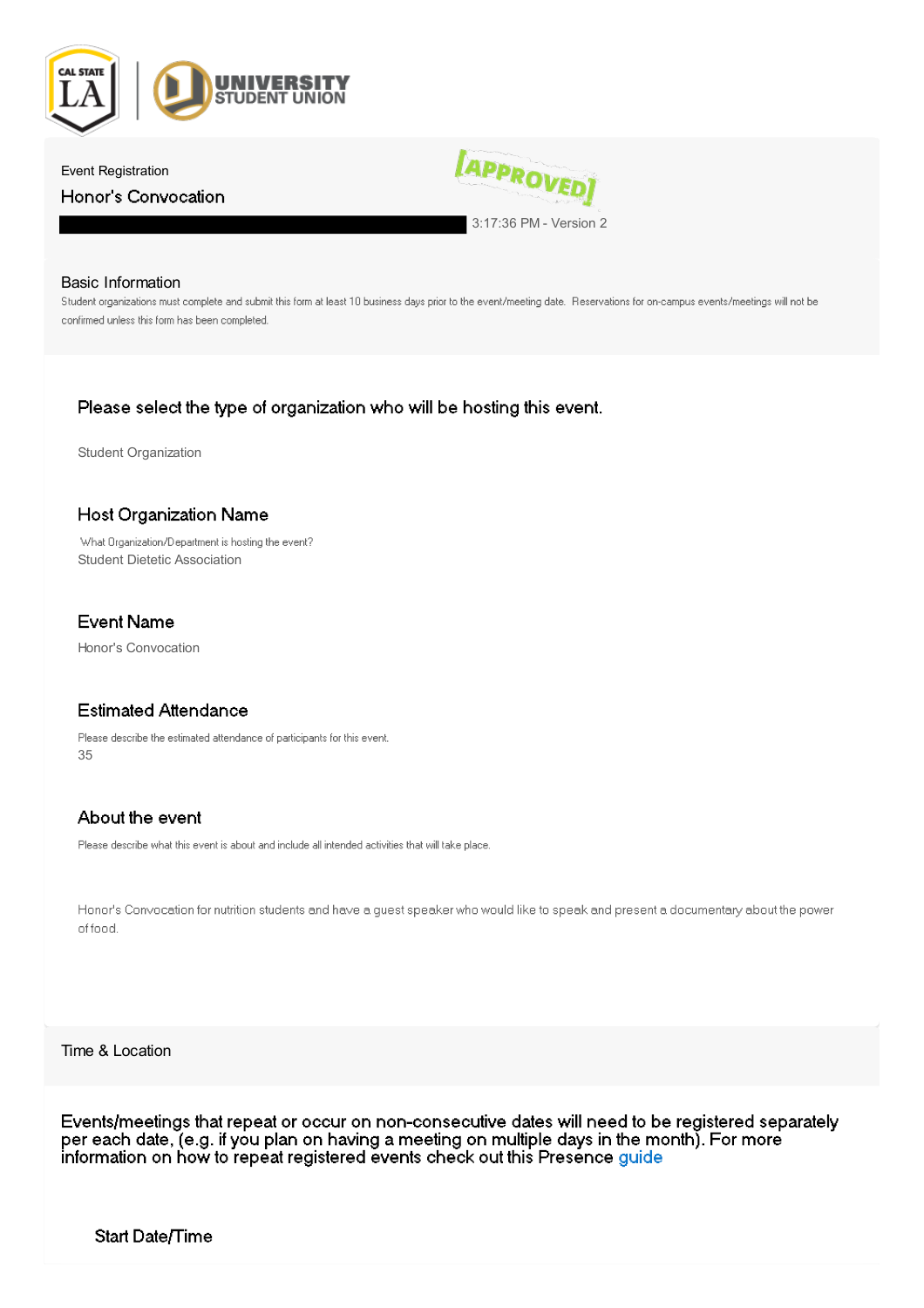CAL STATE LA | UNIVERSITY STUDENT UNION

Event Registration

## Honor's Convocation

[APPROVED]

3:17:36 PM - Version 2

### Basic Information

Student organizations must complete and submit this form at least 10 business days prior to the event/meeting date. Reservations for on-campus events/meetings will not be confirmed unless this form has been completed.

#### Please select the type of organization who will be hosting this event.

Student Organization

#### Host Organization Name

What Organization/Department is hosting the event?

Student Dietetic Association

#### Event Name

Honor's Convocation

#### Estimated Attendance

Please describe the estimated attendance of participants for this event.

35

#### About the event

Please describe what this event is about and include all intended activities that will take place.

Honor's Convocation for nutrition students and have a guest speaker who would like to speak and present a documentary about the power of food.

### Time & Location

**Events/meetings that repeat or occur on non-consecutive dates will need to be registered separately per each date, (e.g. if you plan on having a meeting on multiple days in the month). For more information on how to repeat registered events check out this Presence guide**

#### Start Date/Time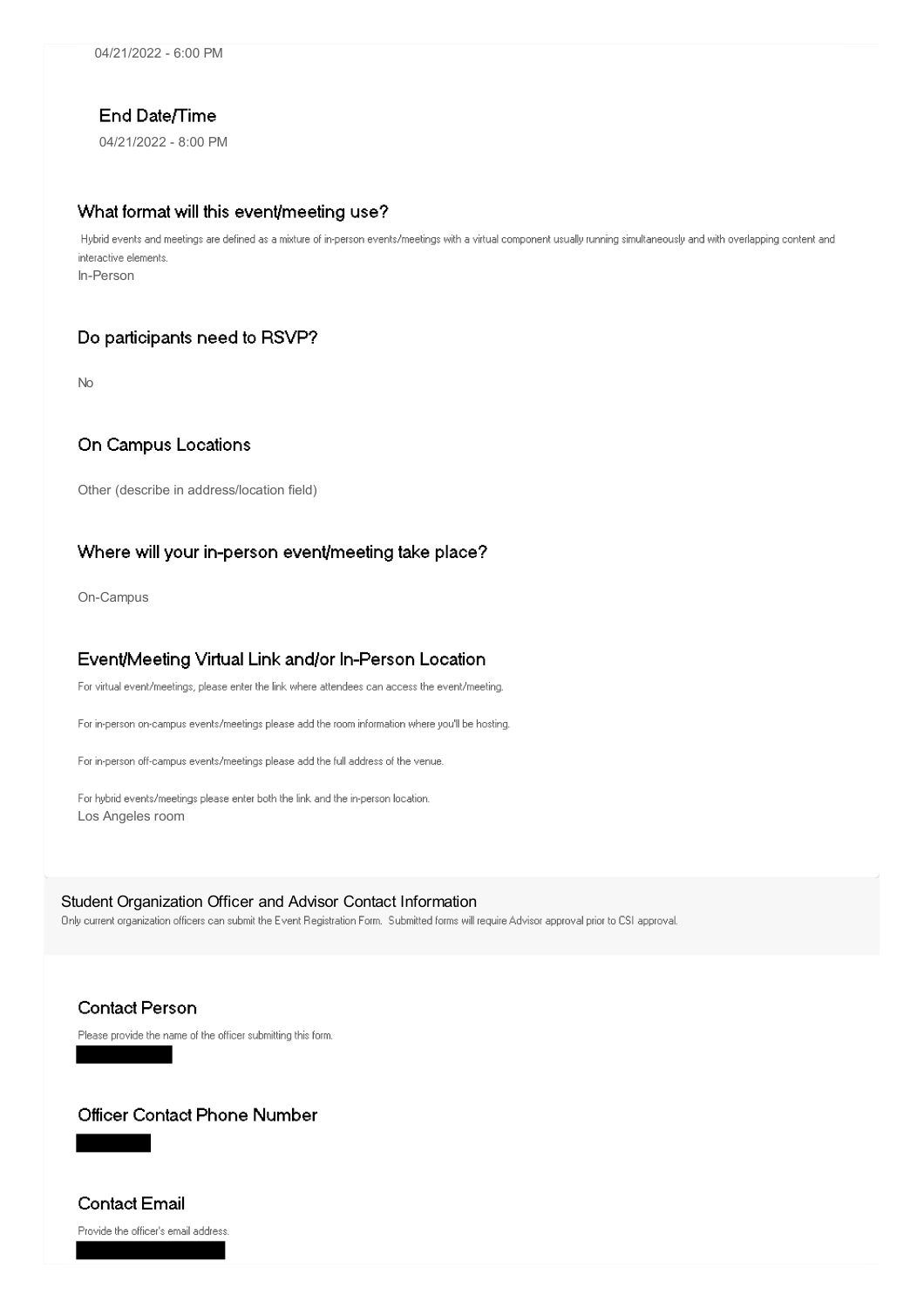04/21/2022 - 6:00 PM

### End Date/Time

04/21/2022 - 8:00 PM

### What format will this event/meeting use?

Hybrid events and meetings are defined as a mixture of in-person events/meetings with a virtual component usually running simultaneously and with overlapping content and interactive elements.

In-Person

### Do participants need to RSVP?

No

### On Campus Locations

Other (describe in address/location field)

### Where will your in-person event/meeting take place?

On-Campus

### Event/Meeting Virtual Link and/or In-Person Location

For virtual event/meetings, please enter the link where attendees can access the event/meeting.

For in-person on-campus events/meetings please add the room information where you'll be hosting.

For in-person off-campus events/meetings please add the full address of the venue.

For hybrid events/meetings please enter both the link and the in-person location.

Los Angeles room

## Student Organization Officer and Advisor Contact Information

Only current organization officers can submit the Event Registration Form. Submitted forms will require Advisor approval prior to CSI approval.

### Contact Person

Please provide the name of the officer submitting this form.

### Officer Contact Phone Number

### Contact Email

Provide the officer's email address.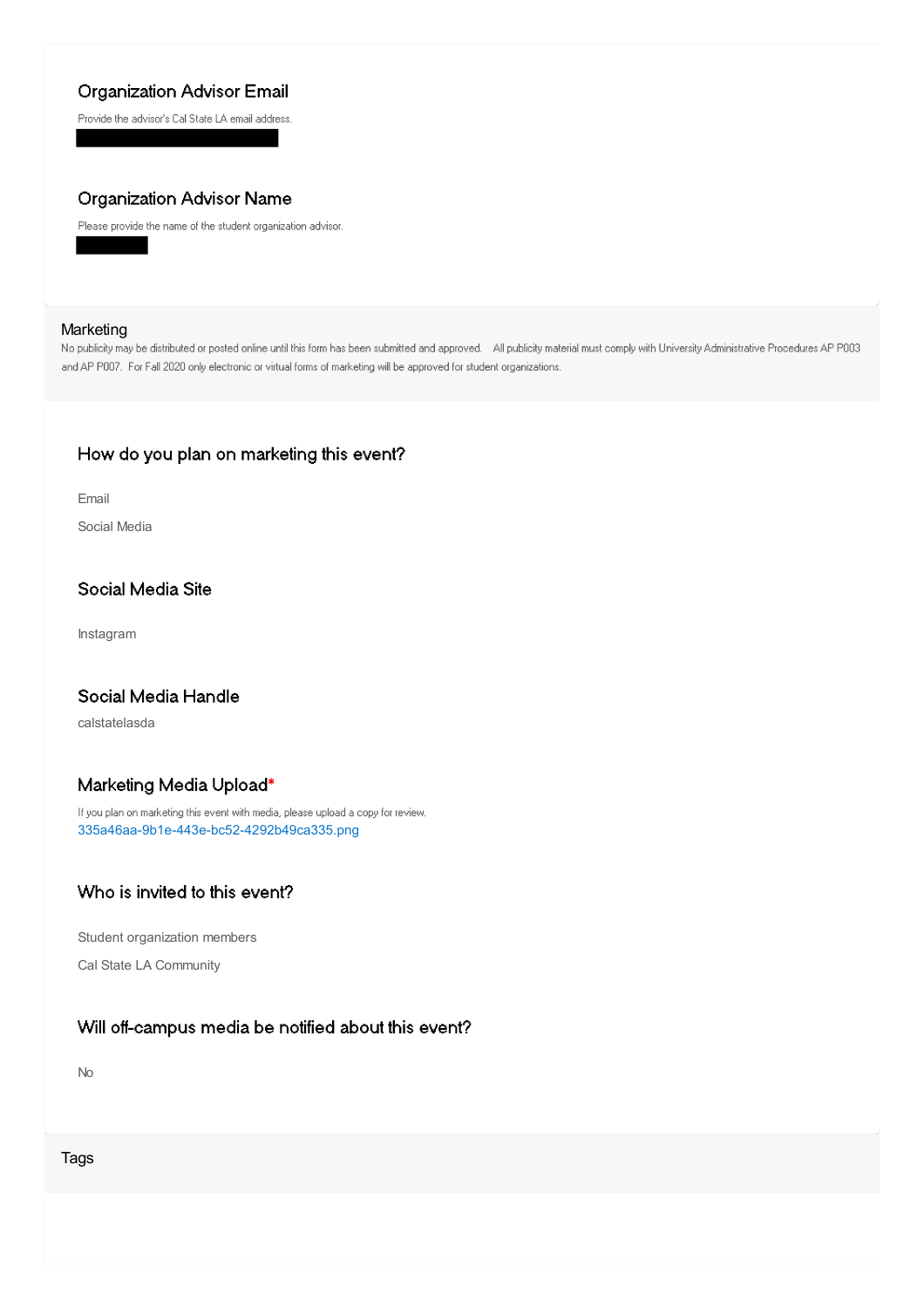### Organization Advisor Email

Provide the advisor's Cal State LA email address.

█████████████████

### Organization Advisor Name

Please provide the name of the student organization advisor.

██████

## Marketing

No publicity may be distributed or posted online until this form has been submitted and approved. All publicity material must comply with University Administrative Procedures AP P003 and AP P007. For Fall 2020 only electronic or virtual forms of marketing will be approved for student organizations.

### How do you plan on marketing this event?

Email

Social Media

### Social Media Site

Instagram

### Social Media Handle

calstatelasda

### Marketing Media Upload*

If you plan on marketing this event with media, please upload a copy for review.

335a46aa-9b1e-443e-bc52-4292b49ca335.png

### Who is invited to this event?

Student organization members

Cal State LA Community

### Will off-campus media be notified about this event?

No

## Tags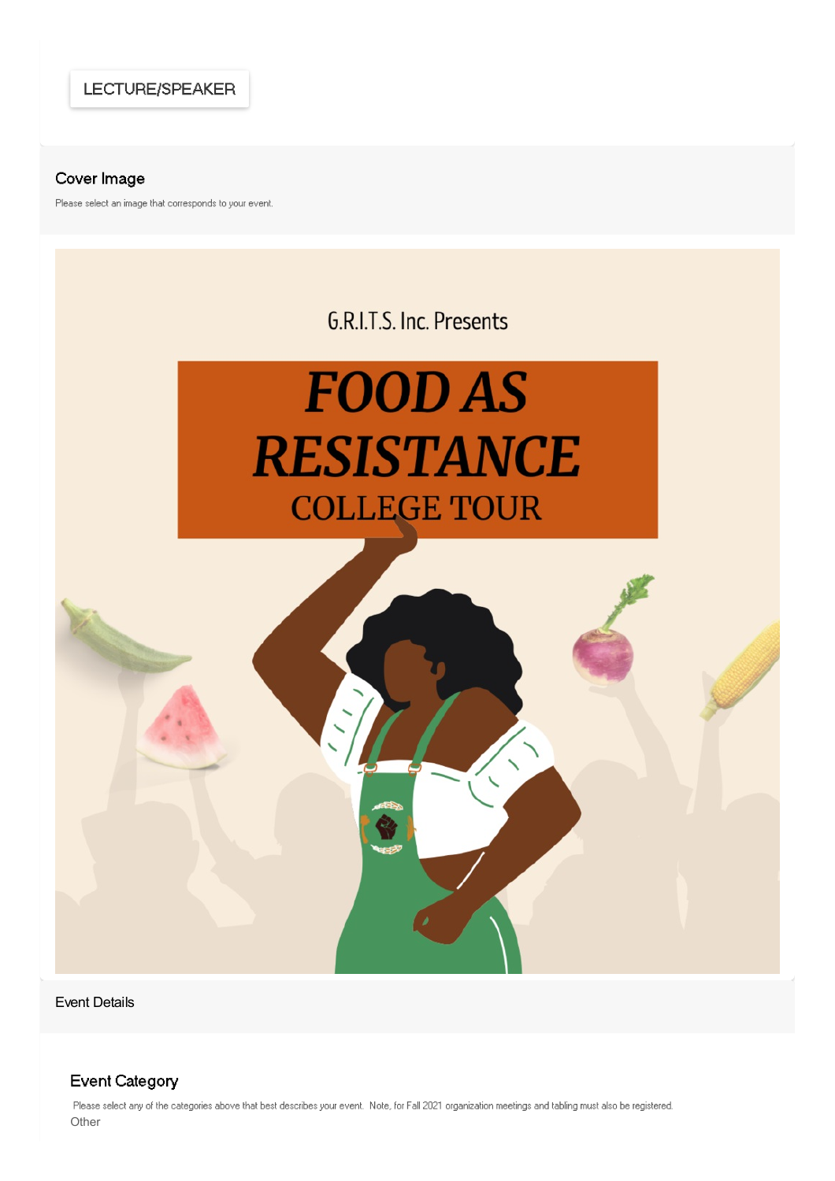LECTURE/SPEAKER

## Cover Image

Please select an image that corresponds to your event.

G.R.I.T.S. Inc. Presents

FOOD AS RESISTANCE

COLLEGE TOUR

## Event Details

### Event Category

Please select any of the categories above that best describes your event. Note, for Fall 2021 organization meetings and tabling must also be registered.

Other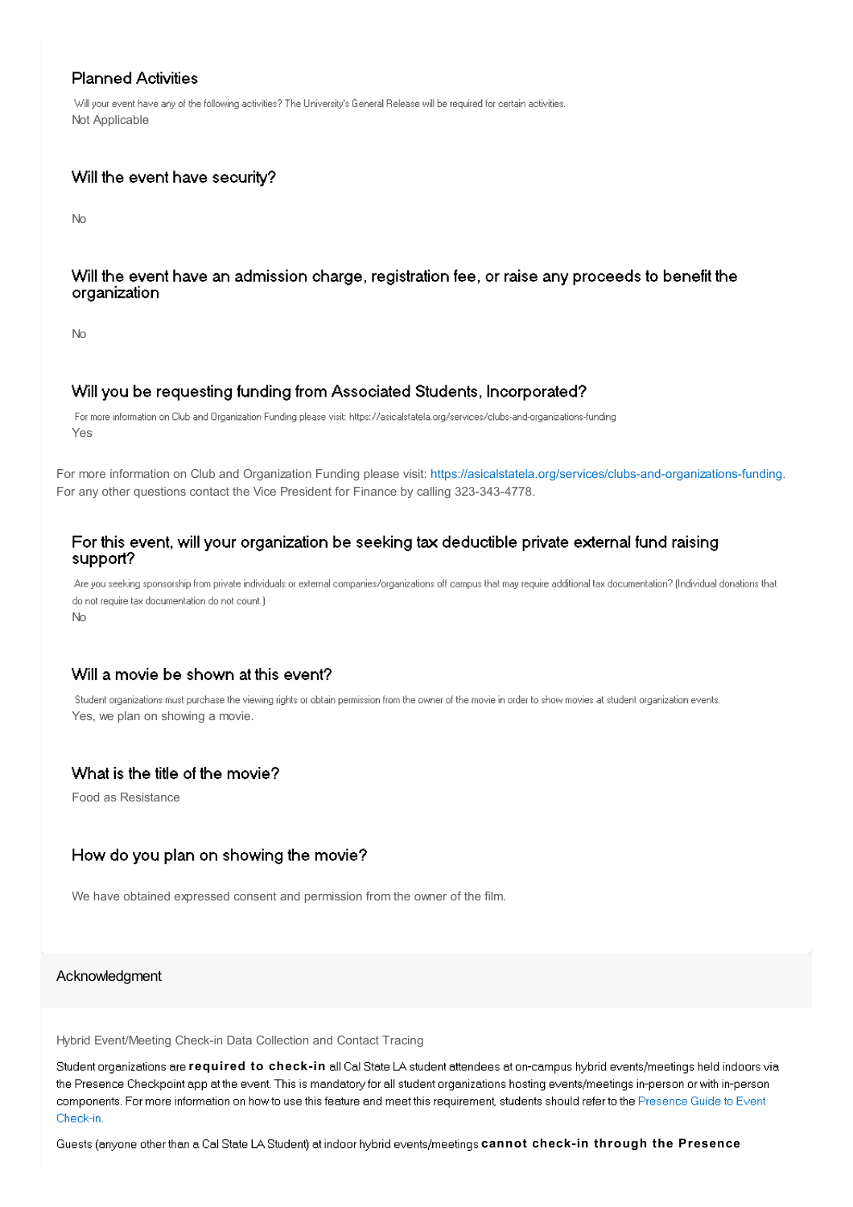### Planned Activities

Will your event have any of the following activities? The University's General Release will be required for certain activities.

Not Applicable

### Will the event have security?

No

### Will the event have an admission charge, registration fee, or raise any proceeds to benefit the organization

No

### Will you be requesting funding from Associated Students, Incorporated?

For more information on Club and Organization Funding please visit: https://asicalstatela.org/services/clubs-and-organizations-funding

Yes

For more information on Club and Organization Funding please visit: https://asicalstatela.org/services/clubs-and-organizations-funding. For any other questions contact the Vice President for Finance by calling 323-343-4778.

### For this event, will your organization be seeking tax deductible private external fund raising support?

Are you seeking sponsorship from private individuals or external companies/organizations off campus that may require additional tax documentation? (Individual donations that do not require tax documentation do not count.)

No

### Will a movie be shown at this event?

Student organizations must purchase the viewing rights or obtain permission from the owner of the movie in order to show movies at student organization events.

Yes, we plan on showing a movie.

### What is the title of the movie?

Food as Resistance

### How do you plan on showing the movie?

We have obtained expressed consent and permission from the owner of the film.

## Acknowledgment

Hybrid Event/Meeting Check-in Data Collection and Contact Tracing

Student organizations are **required to check-in** all Cal State LA student attendees at on-campus hybrid events/meetings held indoors via the Presence Checkpoint app at the event. This is mandatory for all student organizations hosting events/meetings in-person or with in-person components. For more information on how to use this feature and meet this requirement, students should refer to the Presence Guide to Event Check-in.

Guests (anyone other than a Cal State LA Student) at indoor hybrid events/meetings **cannot check-in through the Presence**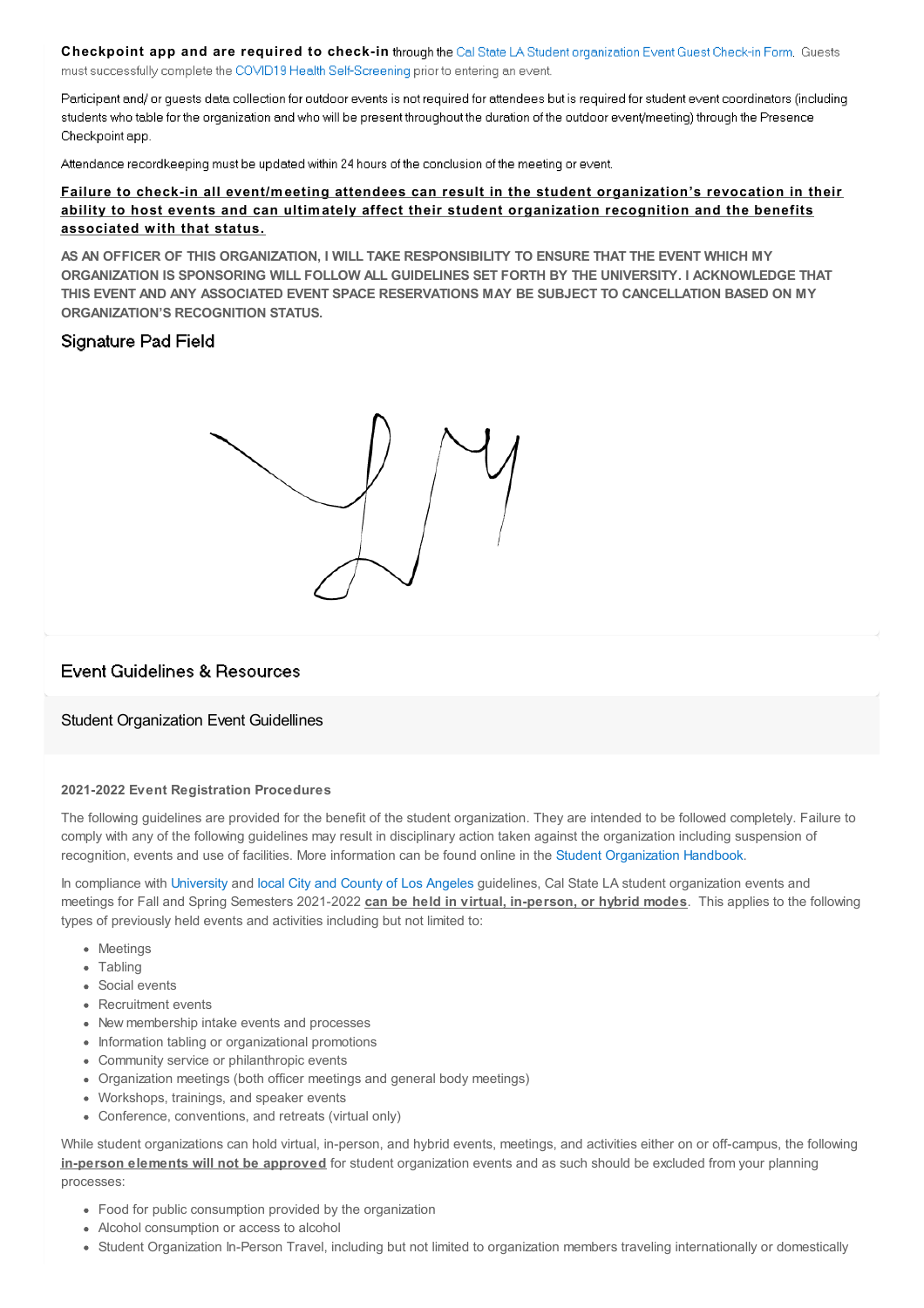**Checkpoint app and are required to check-in** through the Cal State LA Student organization Event Guest Check-in Form. Guests must successfully complete the COVID19 Health Self-Screening prior to entering an event.

Participant and/ or guests data collection for outdoor events is not required for attendees but is required for student event coordinators (including students who table for the organization and who will be present throughout the duration of the outdoor event/meeting) through the Presence Checkpoint app.

Attendance recordkeeping must be updated within 24 hours of the conclusion of the meeting or event.

**Failure to check-in all event/meeting attendees can result in the student organization's revocation in their ability to host events and can ultimately affect their student organization recognition and the benefits associated with that status.**

**AS AN OFFICER OF THIS ORGANIZATION, I WILL TAKE RESPONSIBILITY TO ENSURE THAT THE EVENT WHICH MY ORGANIZATION IS SPONSORING WILL FOLLOW ALL GUIDELINES SET FORTH BY THE UNIVERSITY. I ACKNOWLEDGE THAT THIS EVENT AND ANY ASSOCIATED EVENT SPACE RESERVATIONS MAY BE SUBJECT TO CANCELLATION BASED ON MY ORGANIZATION'S RECOGNITION STATUS.**

Signature Pad Field

## Event Guidelines & Resources

### Student Organization Event Guidellines

**2021-2022 Event Registration Procedures**

The following guidelines are provided for the benefit of the student organization. They are intended to be followed completely. Failure to comply with any of the following guidelines may result in disciplinary action taken against the organization including suspension of recognition, events and use of facilities. More information can be found online in the Student Organization Handbook.

In compliance with University and local City and County of Los Angeles guidelines, Cal State LA student organization events and meetings for Fall and Spring Semesters 2021-2022 **can be held in virtual, in-person, or hybrid modes**. This applies to the following types of previously held events and activities including but not limited to:

- Meetings
- Tabling
- Social events
- Recruitment events
- New membership intake events and processes
- Information tabling or organizational promotions
- Community service or philanthropic events
- Organization meetings (both officer meetings and general body meetings)
- Workshops, trainings, and speaker events
- Conference, conventions, and retreats (virtual only)

While student organizations can hold virtual, in-person, and hybrid events, meetings, and activities either on or off-campus, the following **in-person elements will not be approved** for student organization events and as such should be excluded from your planning processes:

- Food for public consumption provided by the organization
- Alcohol consumption or access to alcohol
- Student Organization In-Person Travel, including but not limited to organization members traveling internationally or domestically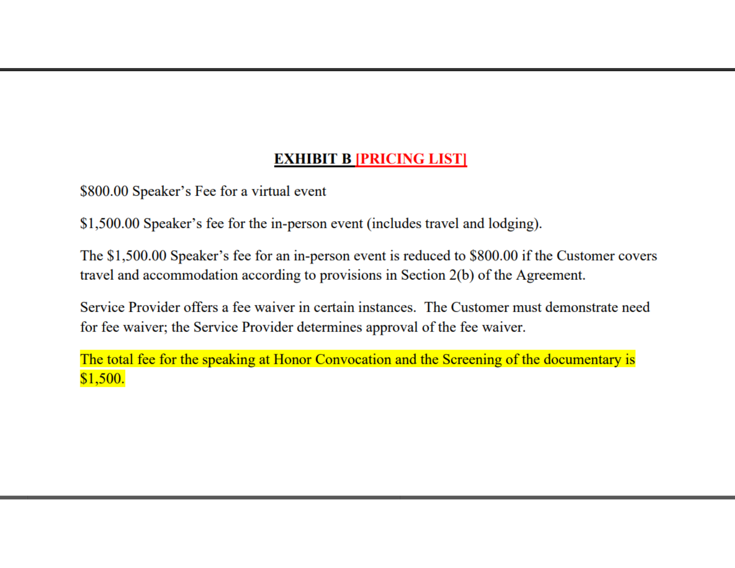## EXHIBIT B [PRICING LIST]

$800.00 Speaker's Fee for a virtual event

$1,500.00 Speaker's fee for the in-person event (includes travel and lodging).

The $1,500.00 Speaker's fee for an in-person event is reduced to $800.00 if the Customer covers travel and accommodation according to provisions in Section 2(b) of the Agreement.

Service Provider offers a fee waiver in certain instances. The Customer must demonstrate need for fee waiver; the Service Provider determines approval of the fee waiver.

The total fee for the speaking at Honor Convocation and the Screening of the documentary is $1,500.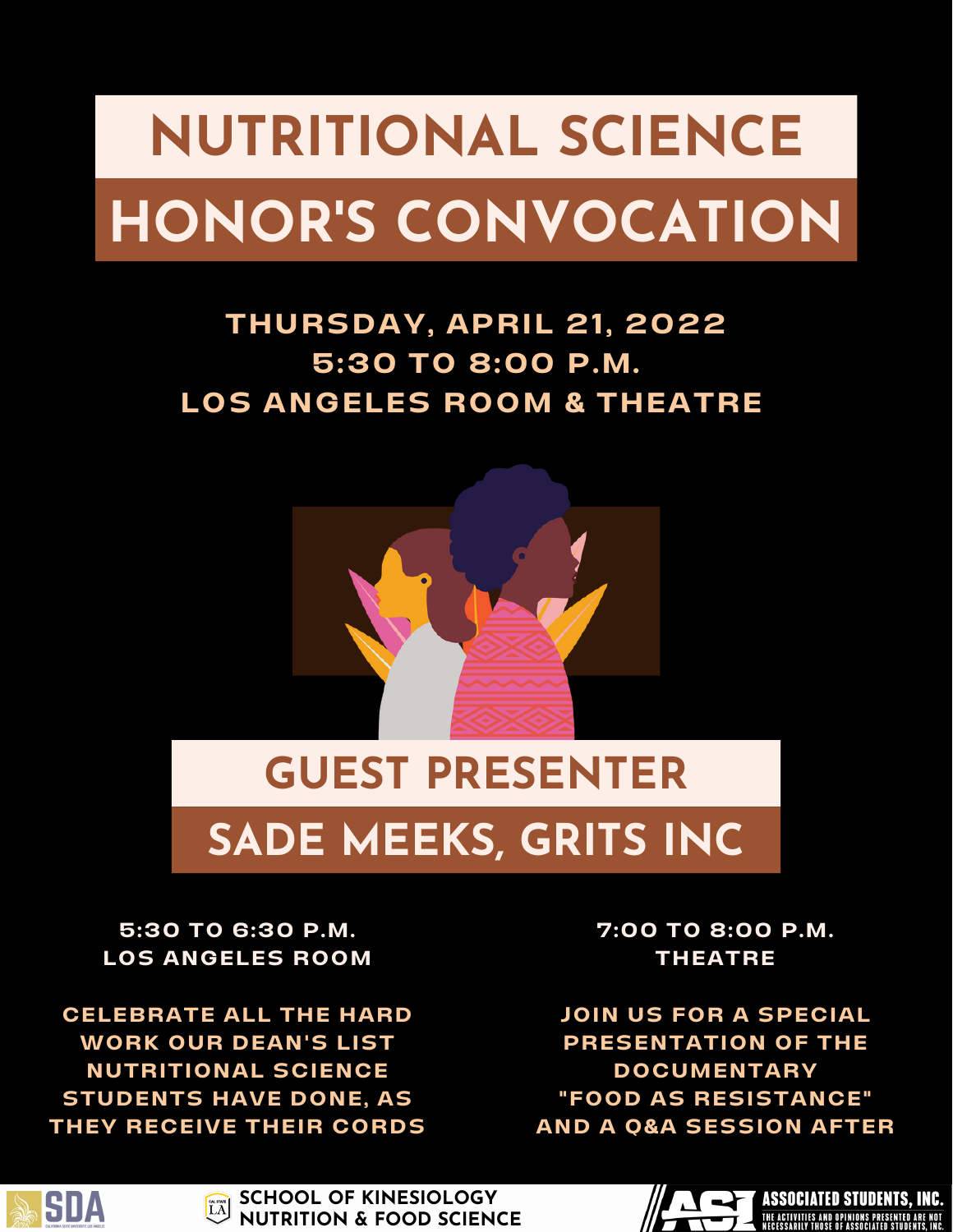# NUTRITIONAL SCIENCE

# HONOR'S CONVOCATION

**THURSDAY, APRIL 21, 2022**
**5:30 TO 8:00 P.M.**
**LOS ANGELES ROOM & THEATRE**

## GUEST PRESENTER

## SADE MEEKS, GRITS INC

**5:30 TO 6:30 P.M.**
**LOS ANGELES ROOM**

CELEBRATE ALL THE HARD WORK OUR DEAN'S LIST NUTRITIONAL SCIENCE STUDENTS HAVE DONE, AS THEY RECEIVE THEIR CORDS

**7:00 TO 8:00 P.M.**
**THEATRE**

JOIN US FOR A SPECIAL PRESENTATION OF THE DOCUMENTARY "FOOD AS RESISTANCE" AND A Q&A SESSION AFTER

SDA

SCHOOL OF KINESIOLOGY NUTRITION & FOOD SCIENCE

ASSOCIATED STUDENTS, INC. THE ACTIVITIES AND OPINIONS PRESENTED ARE NOT NECESSARILY THOSE OF ASSOCIATED STUDENTS, INC.